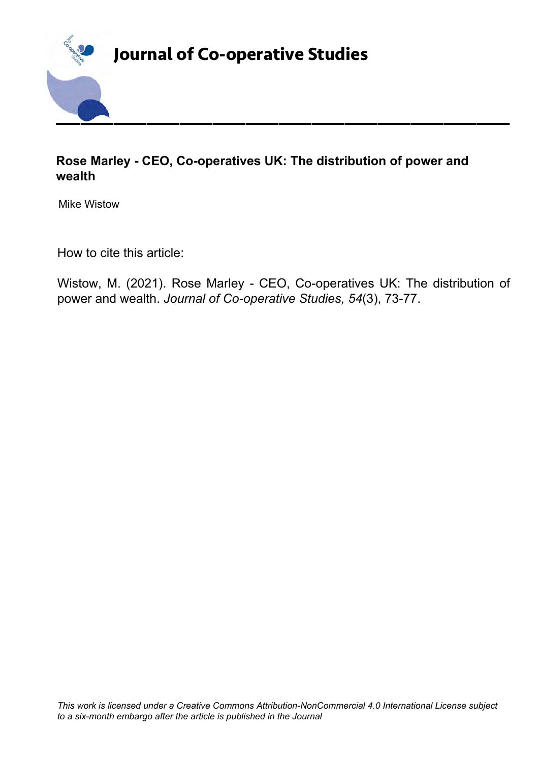# Journal of Co-operative Studies

## Rose Marley - CEO, Co-operatives UK: The distribution of power and wealth

Mike Wistow

How to cite this article:

Wistow, M. (2021). Rose Marley - CEO, Co-operatives UK: The distribution of power and wealth. *Journal of Co-operative Studies, 54*(3), 73-77.

*This work is licensed under a Creative Commons Attribution-NonCommercial 4.0 International License subject to a six-month embargo after the article is published in the Journal*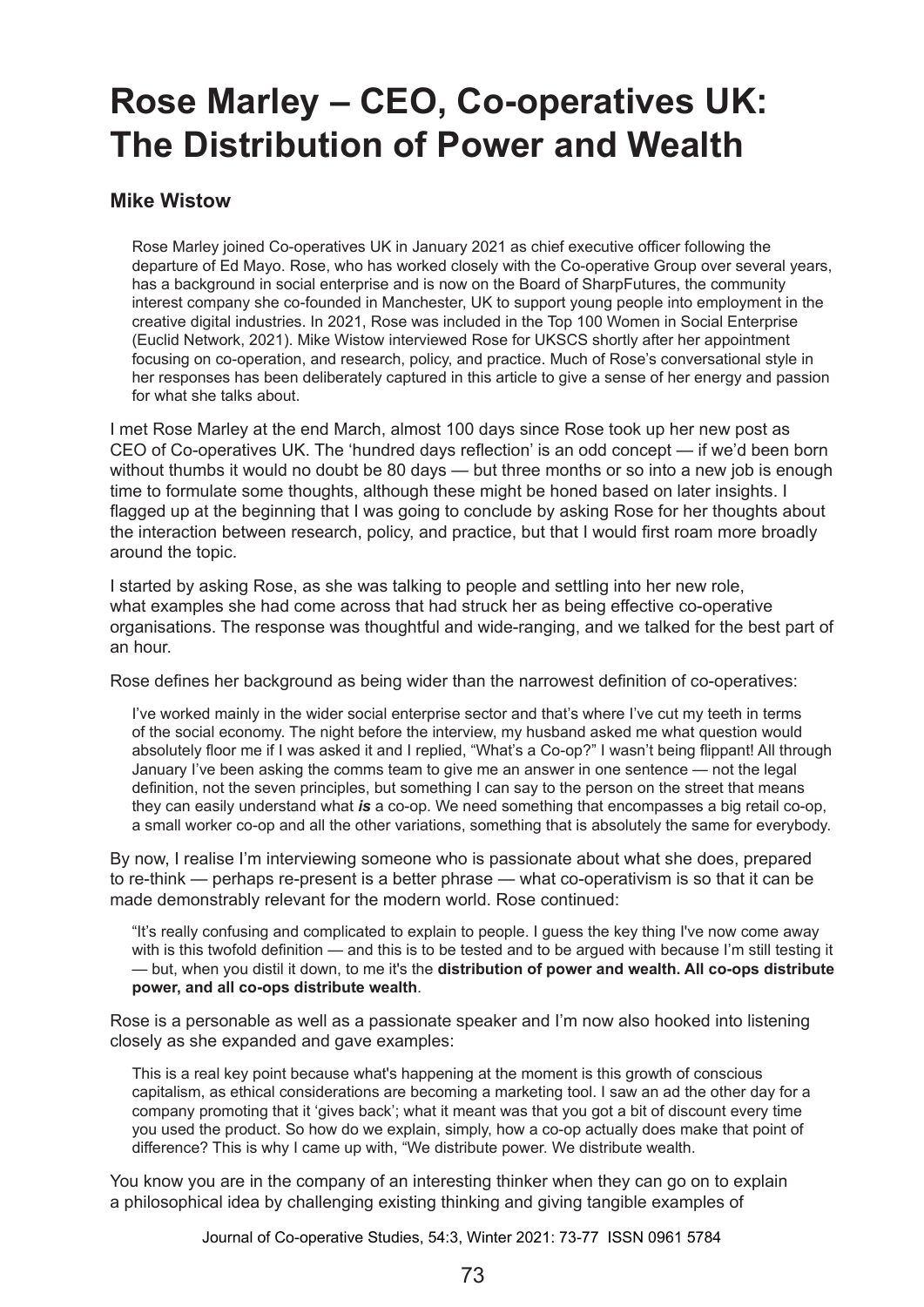# Rose Marley – CEO, Co-operatives UK: The Distribution of Power and Wealth

**Mike Wistow**

> Rose Marley joined Co-operatives UK in January 2021 as chief executive officer following the departure of Ed Mayo. Rose, who has worked closely with the Co-operative Group over several years, has a background in social enterprise and is now on the Board of SharpFutures, the community interest company she co-founded in Manchester, UK to support young people into employment in the creative digital industries. In 2021, Rose was included in the Top 100 Women in Social Enterprise (Euclid Network, 2021). Mike Wistow interviewed Rose for UKSCS shortly after her appointment focusing on co-operation, and research, policy, and practice. Much of Rose's conversational style in her responses has been deliberately captured in this article to give a sense of her energy and passion for what she talks about.

I met Rose Marley at the end March, almost 100 days since Rose took up her new post as CEO of Co-operatives UK. The 'hundred days reflection' is an odd concept — if we'd been born without thumbs it would no doubt be 80 days — but three months or so into a new job is enough time to formulate some thoughts, although these might be honed based on later insights. I flagged up at the beginning that I was going to conclude by asking Rose for her thoughts about the interaction between research, policy, and practice, but that I would first roam more broadly around the topic.

I started by asking Rose, as she was talking to people and settling into her new role, what examples she had come across that had struck her as being effective co-operative organisations. The response was thoughtful and wide-ranging, and we talked for the best part of an hour.

Rose defines her background as being wider than the narrowest definition of co-operatives:

> I've worked mainly in the wider social enterprise sector and that's where I've cut my teeth in terms of the social economy. The night before the interview, my husband asked me what question would absolutely floor me if I was asked it and I replied, "What's a Co-op?" I wasn't being flippant! All through January I've been asking the comms team to give me an answer in one sentence — not the legal definition, not the seven principles, but something I can say to the person on the street that means they can easily understand what ***is*** a co-op. We need something that encompasses a big retail co-op, a small worker co-op and all the other variations, something that is absolutely the same for everybody.

By now, I realise I'm interviewing someone who is passionate about what she does, prepared to re-think — perhaps re-present is a better phrase — what co-operativism is so that it can be made demonstrably relevant for the modern world. Rose continued:

> "It's really confusing and complicated to explain to people. I guess the key thing I've now come away with is this twofold definition — and this is to be tested and to be argued with because I'm still testing it — but, when you distil it down, to me it's the **distribution of power and wealth. All co-ops distribute power, and all co-ops distribute wealth**.

Rose is a personable as well as a passionate speaker and I'm now also hooked into listening closely as she expanded and gave examples:

> This is a real key point because what's happening at the moment is this growth of conscious capitalism, as ethical considerations are becoming a marketing tool. I saw an ad the other day for a company promoting that it 'gives back'; what it meant was that you got a bit of discount every time you used the product. So how do we explain, simply, how a co-op actually does make that point of difference? This is why I came up with, "We distribute power. We distribute wealth.

You know you are in the company of an interesting thinker when they can go on to explain a philosophical idea by challenging existing thinking and giving tangible examples of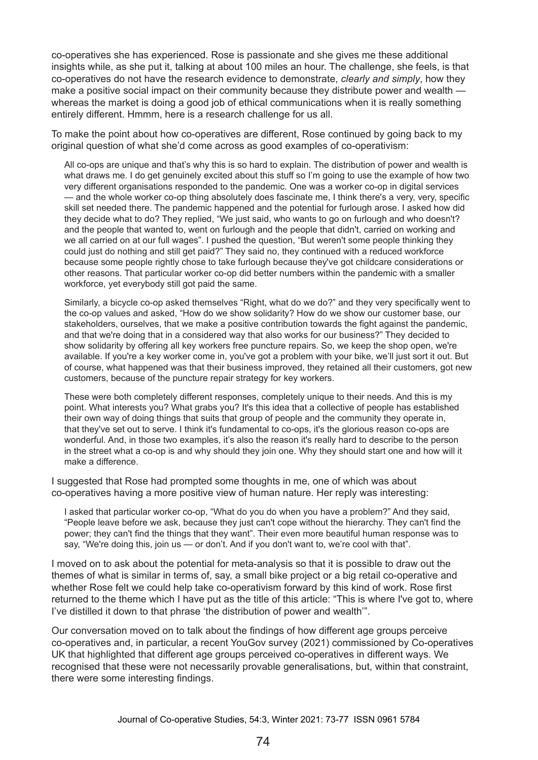co-operatives she has experienced. Rose is passionate and she gives me these additional insights while, as she put it, talking at about 100 miles an hour. The challenge, she feels, is that co-operatives do not have the research evidence to demonstrate, *clearly and simply*, how they make a positive social impact on their community because they distribute power and wealth — whereas the market is doing a good job of ethical communications when it is really something entirely different. Hmmm, here is a research challenge for us all.

To make the point about how co-operatives are different, Rose continued by going back to my original question of what she'd come across as good examples of co-operativism:

> All co-ops are unique and that's why this is so hard to explain. The distribution of power and wealth is what draws me. I do get genuinely excited about this stuff so I'm going to use the example of how two very different organisations responded to the pandemic. One was a worker co-op in digital services — and the whole worker co-op thing absolutely does fascinate me, I think there's a very, very, specific skill set needed there. The pandemic happened and the potential for furlough arose. I asked how did they decide what to do? They replied, "We just said, who wants to go on furlough and who doesn't? and the people that wanted to, went on furlough and the people that didn't, carried on working and we all carried on at our full wages". I pushed the question, "But weren't some people thinking they could just do nothing and still get paid?" They said no, they continued with a reduced workforce because some people rightly chose to take furlough because they've got childcare considerations or other reasons. That particular worker co-op did better numbers within the pandemic with a smaller workforce, yet everybody still got paid the same.
>
> Similarly, a bicycle co-op asked themselves "Right, what do we do?" and they very specifically went to the co-op values and asked, "How do we show solidarity? How do we show our customer base, our stakeholders, ourselves, that we make a positive contribution towards the fight against the pandemic, and that we're doing that in a considered way that also works for our business?" They decided to show solidarity by offering all key workers free puncture repairs. So, we keep the shop open, we're available. If you're a key worker come in, you've got a problem with your bike, we'll just sort it out. But of course, what happened was that their business improved, they retained all their customers, got new customers, because of the puncture repair strategy for key workers.
>
> These were both completely different responses, completely unique to their needs. And this is my point. What interests you? What grabs you? It's this idea that a collective of people has established their own way of doing things that suits that group of people and the community they operate in, that they've set out to serve. I think it's fundamental to co-ops, it's the glorious reason co-ops are wonderful. And, in those two examples, it's also the reason it's really hard to describe to the person in the street what a co-op is and why should they join one. Why they should start one and how will it make a difference.

I suggested that Rose had prompted some thoughts in me, one of which was about co-operatives having a more positive view of human nature. Her reply was interesting:

> I asked that particular worker co-op, "What do you do when you have a problem?" And they said, "People leave before we ask, because they just can't cope without the hierarchy. They can't find the power; they can't find the things that they want". Their even more beautiful human response was to say, "We're doing this, join us — or don't. And if you don't want to, we're cool with that".

I moved on to ask about the potential for meta-analysis so that it is possible to draw out the themes of what is similar in terms of, say, a small bike project or a big retail co-operative and whether Rose felt we could help take co-operativism forward by this kind of work. Rose first returned to the theme which I have put as the title of this article: "This is where I've got to, where I've distilled it down to that phrase 'the distribution of power and wealth'".

Our conversation moved on to talk about the findings of how different age groups perceive co-operatives and, in particular, a recent YouGov survey (2021) commissioned by Co-operatives UK that highlighted that different age groups perceived co-operatives in different ways. We recognised that these were not necessarily provable generalisations, but, within that constraint, there were some interesting findings.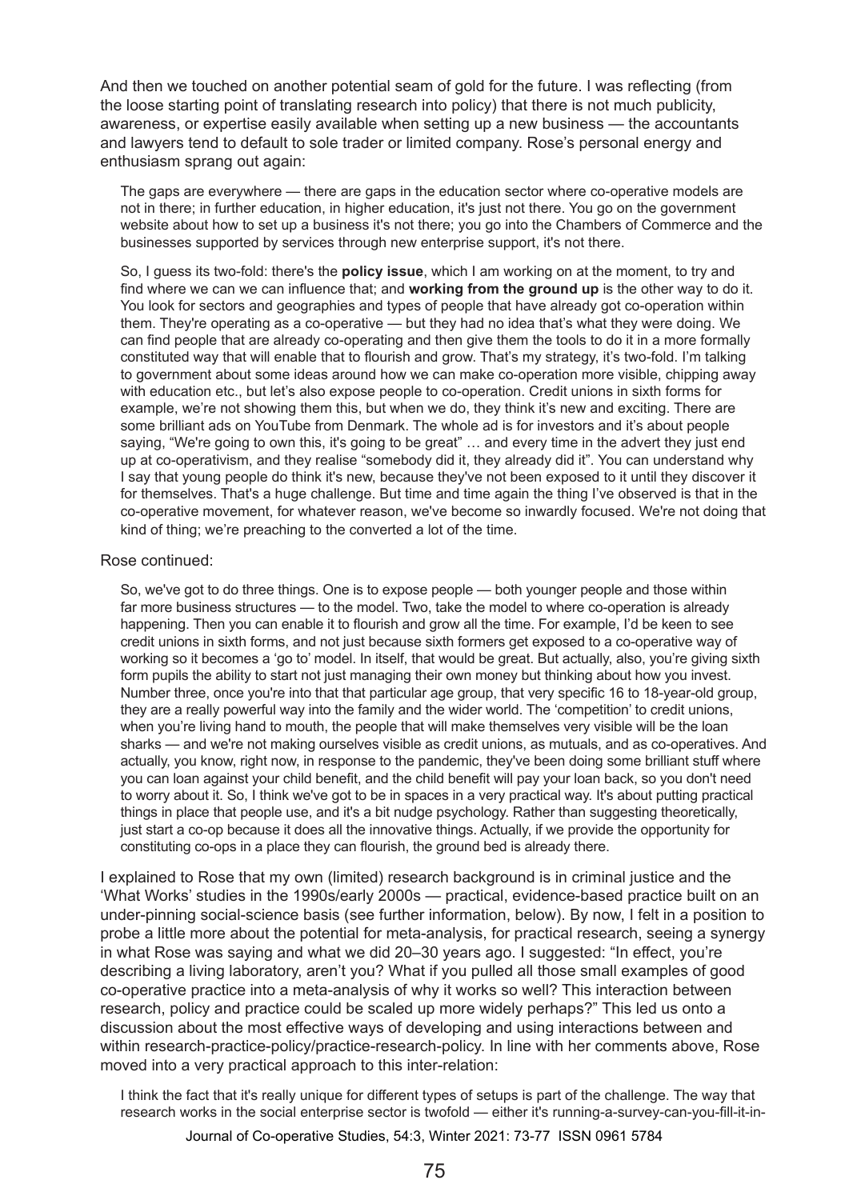And then we touched on another potential seam of gold for the future. I was reflecting (from the loose starting point of translating research into policy) that there is not much publicity, awareness, or expertise easily available when setting up a new business — the accountants and lawyers tend to default to sole trader or limited company. Rose's personal energy and enthusiasm sprang out again:

> The gaps are everywhere — there are gaps in the education sector where co-operative models are not in there; in further education, in higher education, it's just not there. You go on the government website about how to set up a business it's not there; you go into the Chambers of Commerce and the businesses supported by services through new enterprise support, it's not there.
>
> So, I guess its two-fold: there's the **policy issue**, which I am working on at the moment, to try and find where we can we can influence that; and **working from the ground up** is the other way to do it. You look for sectors and geographies and types of people that have already got co-operation within them. They're operating as a co-operative — but they had no idea that's what they were doing. We can find people that are already co-operating and then give them the tools to do it in a more formally constituted way that will enable that to flourish and grow. That's my strategy, it's two-fold. I'm talking to government about some ideas around how we can make co-operation more visible, chipping away with education etc., but let's also expose people to co-operation. Credit unions in sixth forms for example, we're not showing them this, but when we do, they think it's new and exciting. There are some brilliant ads on YouTube from Denmark. The whole ad is for investors and it's about people saying, "We're going to own this, it's going to be great" … and every time in the advert they just end up at co-operativism, and they realise "somebody did it, they already did it". You can understand why I say that young people do think it's new, because they've not been exposed to it until they discover it for themselves. That's a huge challenge. But time and time again the thing I've observed is that in the co-operative movement, for whatever reason, we've become so inwardly focused. We're not doing that kind of thing; we're preaching to the converted a lot of the time.

Rose continued:

> So, we've got to do three things. One is to expose people — both younger people and those within far more business structures — to the model. Two, take the model to where co-operation is already happening. Then you can enable it to flourish and grow all the time. For example, I'd be keen to see credit unions in sixth forms, and not just because sixth formers get exposed to a co-operative way of working so it becomes a 'go to' model. In itself, that would be great. But actually, also, you're giving sixth form pupils the ability to start not just managing their own money but thinking about how you invest. Number three, once you're into that that particular age group, that very specific 16 to 18-year-old group, they are a really powerful way into the family and the wider world. The 'competition' to credit unions, when you're living hand to mouth, the people that will make themselves very visible will be the loan sharks — and we're not making ourselves visible as credit unions, as mutuals, and as co-operatives. And actually, you know, right now, in response to the pandemic, they've been doing some brilliant stuff where you can loan against your child benefit, and the child benefit will pay your loan back, so you don't need to worry about it. So, I think we've got to be in spaces in a very practical way. It's about putting practical things in place that people use, and it's a bit nudge psychology. Rather than suggesting theoretically, just start a co-op because it does all the innovative things. Actually, if we provide the opportunity for constituting co-ops in a place they can flourish, the ground bed is already there.

I explained to Rose that my own (limited) research background is in criminal justice and the 'What Works' studies in the 1990s/early 2000s — practical, evidence-based practice built on an under-pinning social-science basis (see further information, below). By now, I felt in a position to probe a little more about the potential for meta-analysis, for practical research, seeing a synergy in what Rose was saying and what we did 20–30 years ago. I suggested: "In effect, you're describing a living laboratory, aren't you? What if you pulled all those small examples of good co-operative practice into a meta-analysis of why it works so well? This interaction between research, policy and practice could be scaled up more widely perhaps?" This led us onto a discussion about the most effective ways of developing and using interactions between and within research-practice-policy/practice-research-policy. In line with her comments above, Rose moved into a very practical approach to this inter-relation:

> I think the fact that it's really unique for different types of setups is part of the challenge. The way that research works in the social enterprise sector is twofold — either it's running-a-survey-can-you-fill-it-in-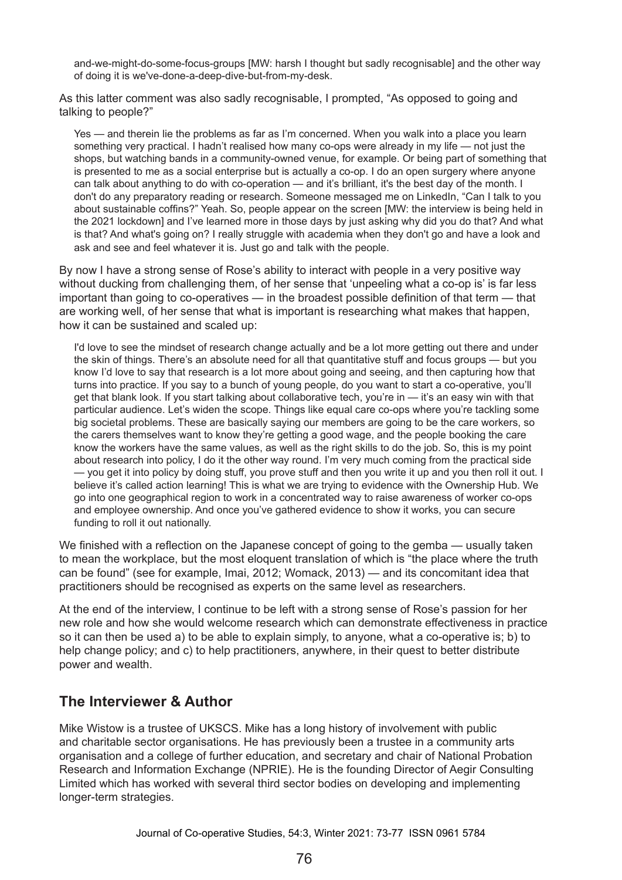> and-we-might-do-some-focus-groups [MW: harsh I thought but sadly recognisable] and the other way of doing it is we've-done-a-deep-dive-but-from-my-desk.

As this latter comment was also sadly recognisable, I prompted, "As opposed to going and talking to people?"

> Yes — and therein lie the problems as far as I'm concerned. When you walk into a place you learn something very practical. I hadn't realised how many co-ops were already in my life — not just the shops, but watching bands in a community-owned venue, for example. Or being part of something that is presented to me as a social enterprise but is actually a co-op. I do an open surgery where anyone can talk about anything to do with co-operation — and it's brilliant, it's the best day of the month. I don't do any preparatory reading or research. Someone messaged me on LinkedIn, "Can I talk to you about sustainable coffins?" Yeah. So, people appear on the screen [MW: the interview is being held in the 2021 lockdown] and I've learned more in those days by just asking why did you do that? And what is that? And what's going on? I really struggle with academia when they don't go and have a look and ask and see and feel whatever it is. Just go and talk with the people.

By now I have a strong sense of Rose's ability to interact with people in a very positive way without ducking from challenging them, of her sense that 'unpeeling what a co-op is' is far less important than going to co-operatives — in the broadest possible definition of that term — that are working well, of her sense that what is important is researching what makes that happen, how it can be sustained and scaled up:

> I'd love to see the mindset of research change actually and be a lot more getting out there and under the skin of things. There's an absolute need for all that quantitative stuff and focus groups — but you know I'd love to say that research is a lot more about going and seeing, and then capturing how that turns into practice. If you say to a bunch of young people, do you want to start a co-operative, you'll get that blank look. If you start talking about collaborative tech, you're in — it's an easy win with that particular audience. Let's widen the scope. Things like equal care co-ops where you're tackling some big societal problems. These are basically saying our members are going to be the care workers, so the carers themselves want to know they're getting a good wage, and the people booking the care know the workers have the same values, as well as the right skills to do the job. So, this is my point about research into policy, I do it the other way round. I'm very much coming from the practical side — you get it into policy by doing stuff, you prove stuff and then you write it up and you then roll it out. I believe it's called action learning! This is what we are trying to evidence with the Ownership Hub. We go into one geographical region to work in a concentrated way to raise awareness of worker co-ops and employee ownership. And once you've gathered evidence to show it works, you can secure funding to roll it out nationally.

We finished with a reflection on the Japanese concept of going to the gemba — usually taken to mean the workplace, but the most eloquent translation of which is "the place where the truth can be found" (see for example, Imai, 2012; Womack, 2013) — and its concomitant idea that practitioners should be recognised as experts on the same level as researchers.

At the end of the interview, I continue to be left with a strong sense of Rose's passion for her new role and how she would welcome research which can demonstrate effectiveness in practice so it can then be used a) to be able to explain simply, to anyone, what a co-operative is; b) to help change policy; and c) to help practitioners, anywhere, in their quest to better distribute power and wealth.

## The Interviewer & Author

Mike Wistow is a trustee of UKSCS. Mike has a long history of involvement with public and charitable sector organisations. He has previously been a trustee in a community arts organisation and a college of further education, and secretary and chair of National Probation Research and Information Exchange (NPRIE). He is the founding Director of Aegir Consulting Limited which has worked with several third sector bodies on developing and implementing longer-term strategies.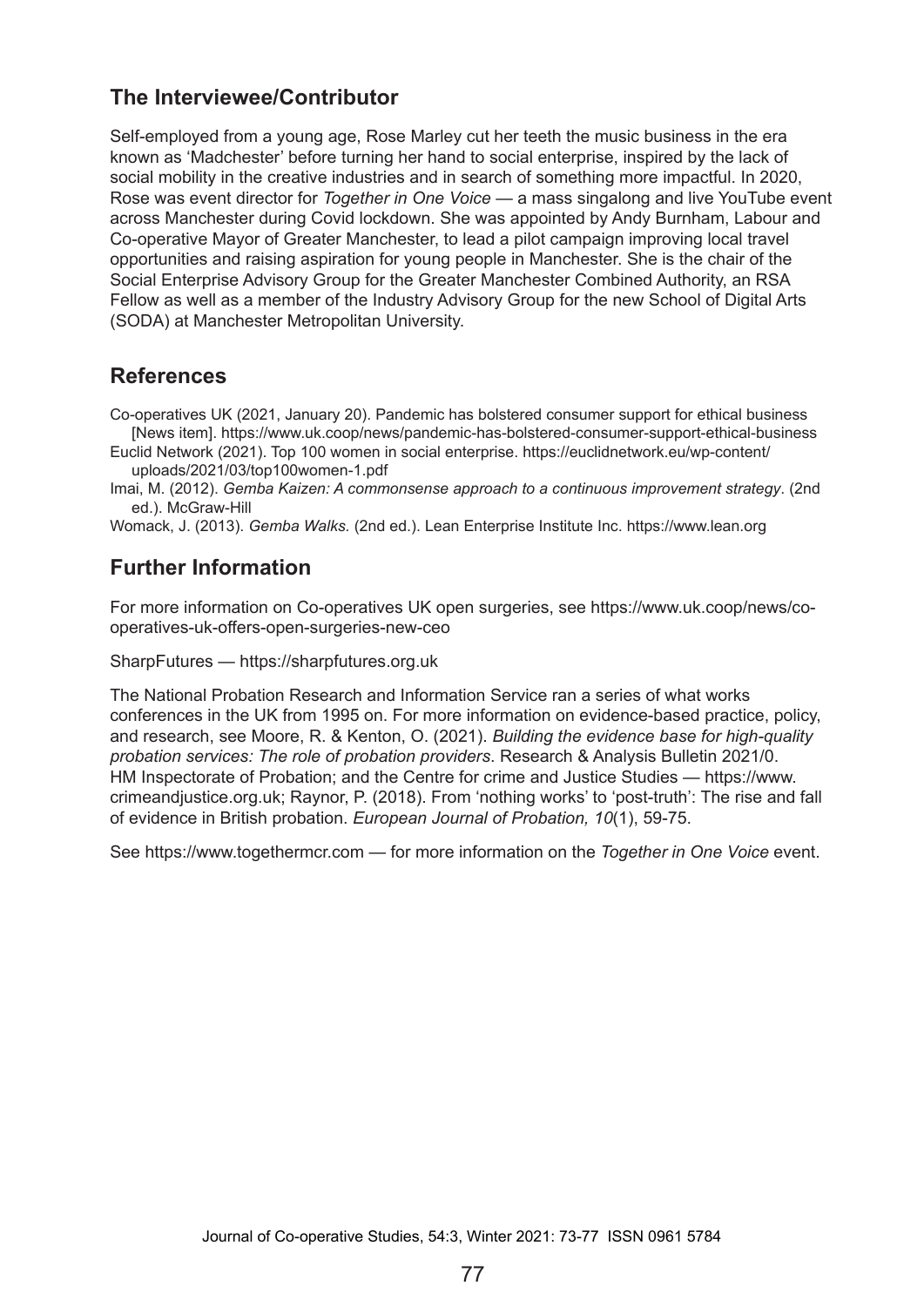## The Interviewee/Contributor

Self-employed from a young age, Rose Marley cut her teeth the music business in the era known as 'Madchester' before turning her hand to social enterprise, inspired by the lack of social mobility in the creative industries and in search of something more impactful. In 2020, Rose was event director for *Together in One Voice* — a mass singalong and live YouTube event across Manchester during Covid lockdown. She was appointed by Andy Burnham, Labour and Co-operative Mayor of Greater Manchester, to lead a pilot campaign improving local travel opportunities and raising aspiration for young people in Manchester. She is the chair of the Social Enterprise Advisory Group for the Greater Manchester Combined Authority, an RSA Fellow as well as a member of the Industry Advisory Group for the new School of Digital Arts (SODA) at Manchester Metropolitan University.

## References

Co-operatives UK (2021, January 20). Pandemic has bolstered consumer support for ethical business [News item]. https://www.uk.coop/news/pandemic-has-bolstered-consumer-support-ethical-business

Euclid Network (2021). Top 100 women in social enterprise. https://euclidnetwork.eu/wp-content/uploads/2021/03/top100women-1.pdf

Imai, M. (2012). *Gemba Kaizen: A commonsense approach to a continuous improvement strategy*. (2nd ed.). McGraw-Hill

Womack, J. (2013). *Gemba Walks.* (2nd ed.). Lean Enterprise Institute Inc. https://www.lean.org

## Further Information

For more information on Co-operatives UK open surgeries, see https://www.uk.coop/news/co-operatives-uk-offers-open-surgeries-new-ceo

SharpFutures — https://sharpfutures.org.uk

The National Probation Research and Information Service ran a series of what works conferences in the UK from 1995 on. For more information on evidence-based practice, policy, and research, see Moore, R. & Kenton, O. (2021). *Building the evidence base for high-quality probation services: The role of probation providers*. Research & Analysis Bulletin 2021/0. HM Inspectorate of Probation; and the Centre for crime and Justice Studies — https://www.crimeandjustice.org.uk; Raynor, P. (2018). From 'nothing works' to 'post-truth': The rise and fall of evidence in British probation. *European Journal of Probation, 10*(1), 59-75.

See https://www.togethermcr.com — for more information on the *Together in One Voice* event.